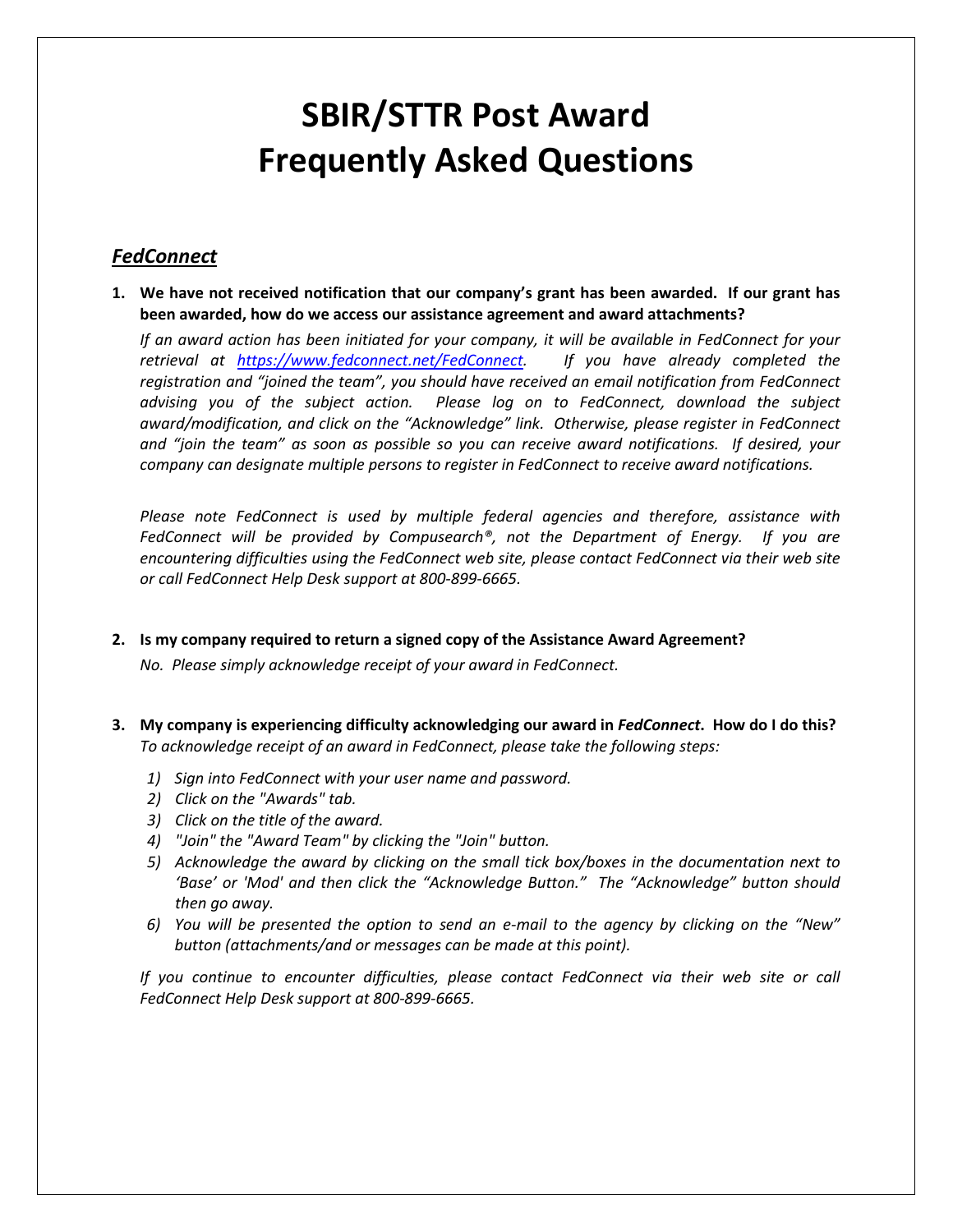# SBIR/STTR Post Award Frequently Asked Questions

## ***FedConnect***

**1. We have not received notification that our company's grant has been awarded. If our grant has been awarded, how do we access our assistance agreement and award attachments?**

*If an award action has been initiated for your company, it will be available in FedConnect for your retrieval at [https://www.fedconnect.net/FedConnect](https://www.fedconnect.net/FedConnect). If you have already completed the registration and "joined the team", you should have received an email notification from FedConnect advising you of the subject action. Please log on to FedConnect, download the subject award/modification, and click on the "Acknowledge" link. Otherwise, please register in FedConnect and "join the team" as soon as possible so you can receive award notifications. If desired, your company can designate multiple persons to register in FedConnect to receive award notifications.*

*Please note FedConnect is used by multiple federal agencies and therefore, assistance with FedConnect will be provided by Compusearch®, not the Department of Energy. If you are encountering difficulties using the FedConnect web site, please contact FedConnect via their web site or call FedConnect Help Desk support at 800-899-6665.*

**2. Is my company required to return a signed copy of the Assistance Award Agreement?**

*No. Please simply acknowledge receipt of your award in FedConnect.*

**3. My company is experiencing difficulty acknowledging our award in *FedConnect*. How do I do this?**

*To acknowledge receipt of an award in FedConnect, please take the following steps:*

1) *Sign into FedConnect with your user name and password.*
2) *Click on the "Awards" tab.*
3) *Click on the title of the award.*
4) *"Join" the "Award Team" by clicking the "Join" button.*
5) *Acknowledge the award by clicking on the small tick box/boxes in the documentation next to 'Base' or 'Mod' and then click the "Acknowledge Button." The "Acknowledge" button should then go away.*
6) *You will be presented the option to send an e-mail to the agency by clicking on the "New" button (attachments/and or messages can be made at this point).*

*If you continue to encounter difficulties, please contact FedConnect via their web site or call FedConnect Help Desk support at 800-899-6665.*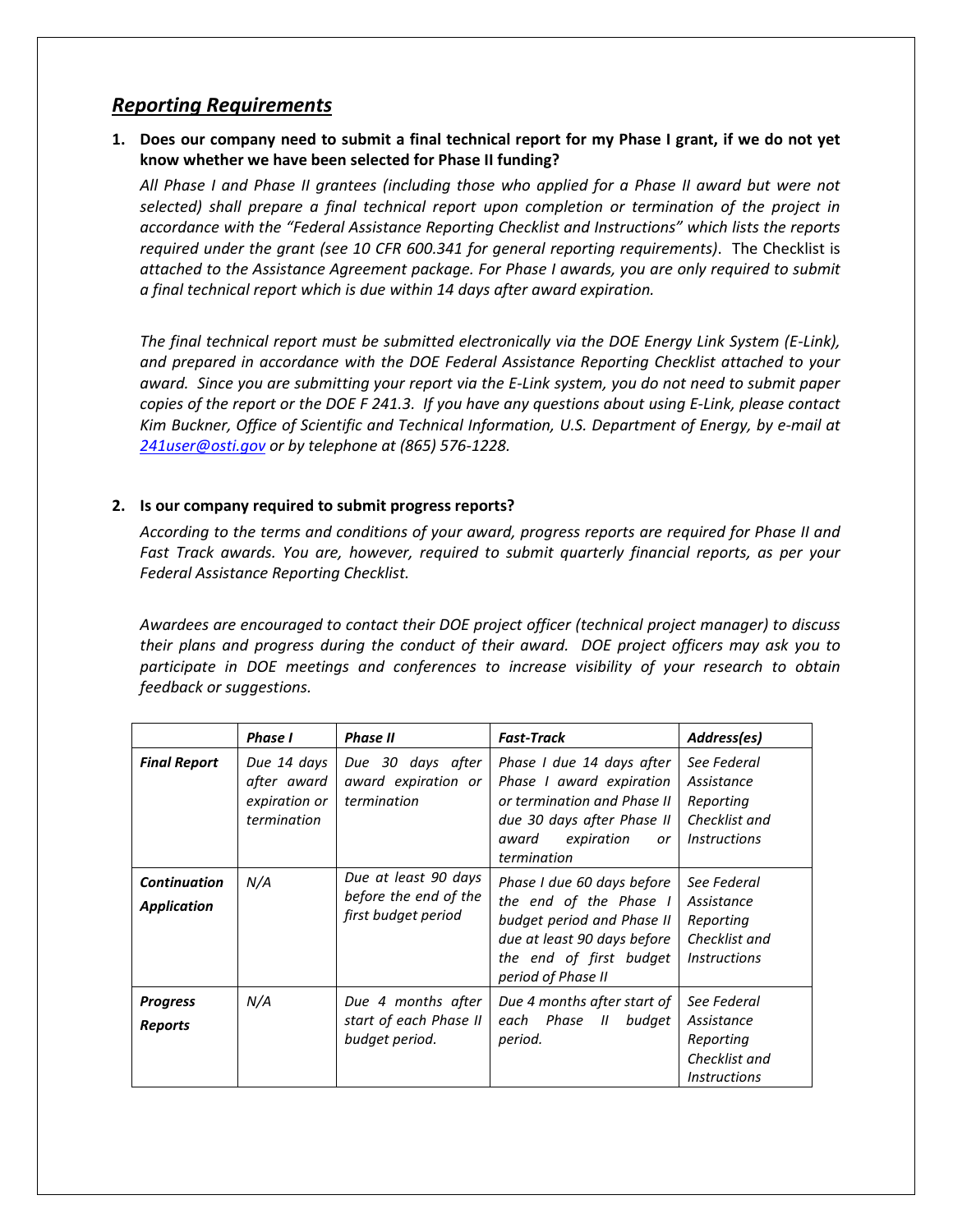## *Reporting Requirements*

1. **Does our company need to submit a final technical report for my Phase I grant, if we do not yet know whether we have been selected for Phase II funding?**

   *All Phase I and Phase II grantees (including those who applied for a Phase II award but were not selected) shall prepare a final technical report upon completion or termination of the project in accordance with the "Federal Assistance Reporting Checklist and Instructions" which lists the reports required under the grant (see 10 CFR 600.341 for general reporting requirements).* The Checklist is *attached to the Assistance Agreement package. For Phase I awards, you are only required to submit a final technical report which is due within 14 days after award expiration.*

   *The final technical report must be submitted electronically via the DOE Energy Link System (E-Link), and prepared in accordance with the DOE Federal Assistance Reporting Checklist attached to your award. Since you are submitting your report via the E-Link system, you do not need to submit paper copies of the report or the DOE F 241.3. If you have any questions about using E-Link, please contact Kim Buckner, Office of Scientific and Technical Information, U.S. Department of Energy, by e-mail at [241user@osti.gov](mailto:241user@osti.gov) or by telephone at (865) 576-1228.*

2. **Is our company required to submit progress reports?**

   *According to the terms and conditions of your award, progress reports are required for Phase II and Fast Track awards. You are, however, required to submit quarterly financial reports, as per your Federal Assistance Reporting Checklist.*

   *Awardees are encouraged to contact their DOE project officer (technical project manager) to discuss their plans and progress during the conduct of their award. DOE project officers may ask you to participate in DOE meetings and conferences to increase visibility of your research to obtain feedback or suggestions.*

| | ***Phase I*** | ***Phase II*** | ***Fast-Track*** | ***Address(es)*** |
|---|---|---|---|---|
| ***Final Report*** | *Due 14 days after award expiration or termination* | *Due 30 days after award expiration or termination* | *Phase I due 14 days after Phase I award expiration or termination and Phase II due 30 days after Phase II award expiration or termination* | *See Federal Assistance Reporting Checklist and Instructions* |
| ***Continuation Application*** | *N/A* | *Due at least 90 days before the end of the first budget period* | *Phase I due 60 days before the end of the Phase I budget period and Phase II due at least 90 days before the end of first budget period of Phase II* | *See Federal Assistance Reporting Checklist and Instructions* |
| ***Progress Reports*** | *N/A* | *Due 4 months after start of each Phase II budget period.* | *Due 4 months after start of each Phase II budget period.* | *See Federal Assistance Reporting Checklist and Instructions* |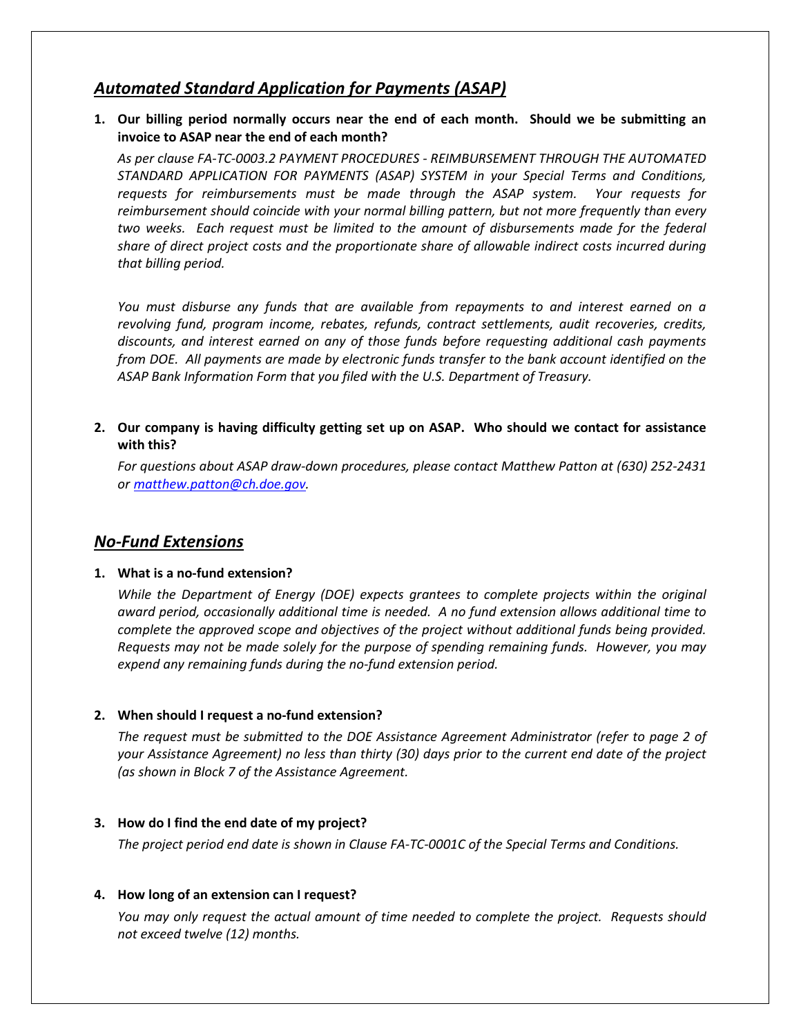## *Automated Standard Application for Payments (ASAP)*

1. **Our billing period normally occurs near the end of each month. Should we be submitting an invoice to ASAP near the end of each month?**

   *As per clause FA-TC-0003.2 PAYMENT PROCEDURES - REIMBURSEMENT THROUGH THE AUTOMATED STANDARD APPLICATION FOR PAYMENTS (ASAP) SYSTEM in your Special Terms and Conditions, requests for reimbursements must be made through the ASAP system. Your requests for reimbursement should coincide with your normal billing pattern, but not more frequently than every two weeks. Each request must be limited to the amount of disbursements made for the federal share of direct project costs and the proportionate share of allowable indirect costs incurred during that billing period.*

   *You must disburse any funds that are available from repayments to and interest earned on a revolving fund, program income, rebates, refunds, contract settlements, audit recoveries, credits, discounts, and interest earned on any of those funds before requesting additional cash payments from DOE. All payments are made by electronic funds transfer to the bank account identified on the ASAP Bank Information Form that you filed with the U.S. Department of Treasury.*

2. **Our company is having difficulty getting set up on ASAP. Who should we contact for assistance with this?**

   *For questions about ASAP draw-down procedures, please contact Matthew Patton at (630) 252-2431 or [matthew.patton@ch.doe.gov](mailto:matthew.patton@ch.doe.gov).*

## *No-Fund Extensions*

1. **What is a no-fund extension?**

   *While the Department of Energy (DOE) expects grantees to complete projects within the original award period, occasionally additional time is needed. A no fund extension allows additional time to complete the approved scope and objectives of the project without additional funds being provided. Requests may not be made solely for the purpose of spending remaining funds. However, you may expend any remaining funds during the no-fund extension period.*

2. **When should I request a no-fund extension?**

   *The request must be submitted to the DOE Assistance Agreement Administrator (refer to page 2 of your Assistance Agreement) no less than thirty (30) days prior to the current end date of the project (as shown in Block 7 of the Assistance Agreement.*

3. **How do I find the end date of my project?**

   *The project period end date is shown in Clause FA-TC-0001C of the Special Terms and Conditions.*

4. **How long of an extension can I request?**

   *You may only request the actual amount of time needed to complete the project. Requests should not exceed twelve (12) months.*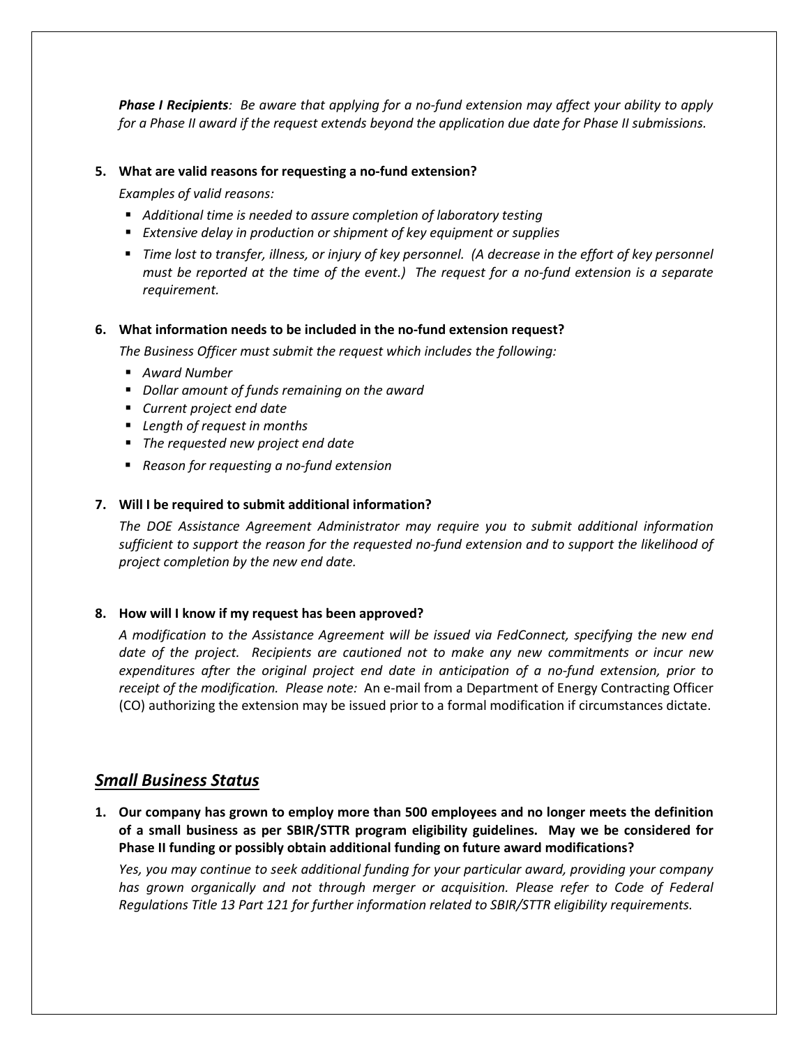***Phase I Recipients**: Be aware that applying for a no-fund extension may affect your ability to apply for a Phase II award if the request extends beyond the application due date for Phase II submissions.*

**5. What are valid reasons for requesting a no-fund extension?**

*Examples of valid reasons:*

- *Additional time is needed to assure completion of laboratory testing*
- *Extensive delay in production or shipment of key equipment or supplies*
- *Time lost to transfer, illness, or injury of key personnel. (A decrease in the effort of key personnel must be reported at the time of the event.) The request for a no-fund extension is a separate requirement.*

**6. What information needs to be included in the no-fund extension request?**

*The Business Officer must submit the request which includes the following:*

- *Award Number*
- *Dollar amount of funds remaining on the award*
- *Current project end date*
- *Length of request in months*
- *The requested new project end date*
- *Reason for requesting a no-fund extension*

**7. Will I be required to submit additional information?**

*The DOE Assistance Agreement Administrator may require you to submit additional information sufficient to support the reason for the requested no-fund extension and to support the likelihood of project completion by the new end date.*

**8. How will I know if my request has been approved?**

*A modification to the Assistance Agreement will be issued via FedConnect, specifying the new end date of the project. Recipients are cautioned not to make any new commitments or incur new expenditures after the original project end date in anticipation of a no-fund extension, prior to receipt of the modification. Please note:* An e-mail from a Department of Energy Contracting Officer (CO) authorizing the extension may be issued prior to a formal modification if circumstances dictate.

## ***Small Business Status***

**1. Our company has grown to employ more than 500 employees and no longer meets the definition of a small business as per SBIR/STTR program eligibility guidelines. May we be considered for Phase II funding or possibly obtain additional funding on future award modifications?**

*Yes, you may continue to seek additional funding for your particular award, providing your company has grown organically and not through merger or acquisition. Please refer to Code of Federal Regulations Title 13 Part 121 for further information related to SBIR/STTR eligibility requirements.*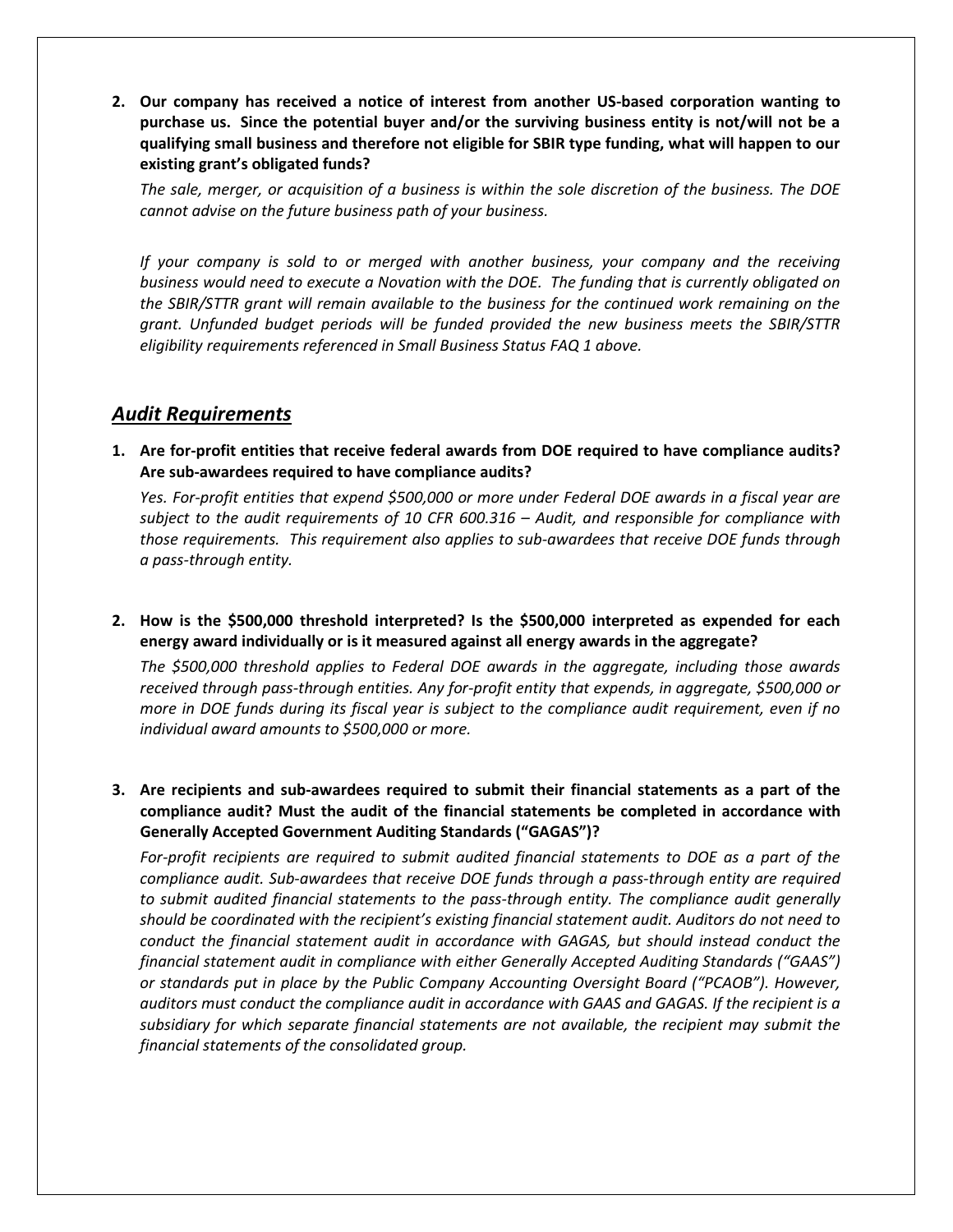**2. Our company has received a notice of interest from another US-based corporation wanting to purchase us. Since the potential buyer and/or the surviving business entity is not/will not be a qualifying small business and therefore not eligible for SBIR type funding, what will happen to our existing grant's obligated funds?**

*The sale, merger, or acquisition of a business is within the sole discretion of the business. The DOE cannot advise on the future business path of your business.*

*If your company is sold to or merged with another business, your company and the receiving business would need to execute a Novation with the DOE. The funding that is currently obligated on the SBIR/STTR grant will remain available to the business for the continued work remaining on the grant. Unfunded budget periods will be funded provided the new business meets the SBIR/STTR eligibility requirements referenced in Small Business Status FAQ 1 above.*

## ***Audit Requirements***

**1. Are for-profit entities that receive federal awards from DOE required to have compliance audits? Are sub-awardees required to have compliance audits?**

*Yes. For-profit entities that expend $500,000 or more under Federal DOE awards in a fiscal year are subject to the audit requirements of 10 CFR 600.316 – Audit, and responsible for compliance with those requirements. This requirement also applies to sub-awardees that receive DOE funds through a pass-through entity.*

**2. How is the $500,000 threshold interpreted? Is the $500,000 interpreted as expended for each energy award individually or is it measured against all energy awards in the aggregate?**

*The $500,000 threshold applies to Federal DOE awards in the aggregate, including those awards received through pass-through entities. Any for-profit entity that expends, in aggregate, $500,000 or more in DOE funds during its fiscal year is subject to the compliance audit requirement, even if no individual award amounts to $500,000 or more.*

**3. Are recipients and sub-awardees required to submit their financial statements as a part of the compliance audit? Must the audit of the financial statements be completed in accordance with Generally Accepted Government Auditing Standards ("GAGAS")?**

*For-profit recipients are required to submit audited financial statements to DOE as a part of the compliance audit. Sub-awardees that receive DOE funds through a pass-through entity are required to submit audited financial statements to the pass-through entity. The compliance audit generally should be coordinated with the recipient's existing financial statement audit. Auditors do not need to conduct the financial statement audit in accordance with GAGAS, but should instead conduct the financial statement audit in compliance with either Generally Accepted Auditing Standards ("GAAS") or standards put in place by the Public Company Accounting Oversight Board ("PCAOB"). However, auditors must conduct the compliance audit in accordance with GAAS and GAGAS. If the recipient is a subsidiary for which separate financial statements are not available, the recipient may submit the financial statements of the consolidated group.*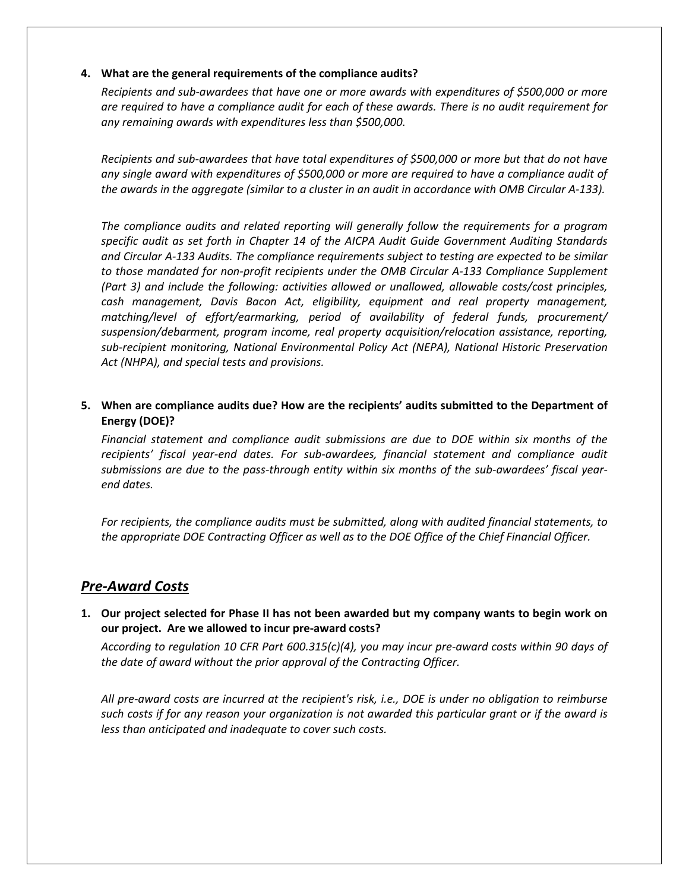**4. What are the general requirements of the compliance audits?**

*Recipients and sub-awardees that have one or more awards with expenditures of $500,000 or more are required to have a compliance audit for each of these awards. There is no audit requirement for any remaining awards with expenditures less than $500,000.*

*Recipients and sub-awardees that have total expenditures of $500,000 or more but that do not have any single award with expenditures of $500,000 or more are required to have a compliance audit of the awards in the aggregate (similar to a cluster in an audit in accordance with OMB Circular A-133).*

*The compliance audits and related reporting will generally follow the requirements for a program specific audit as set forth in Chapter 14 of the AICPA Audit Guide Government Auditing Standards and Circular A-133 Audits. The compliance requirements subject to testing are expected to be similar to those mandated for non-profit recipients under the OMB Circular A-133 Compliance Supplement (Part 3) and include the following: activities allowed or unallowed, allowable costs/cost principles, cash management, Davis Bacon Act, eligibility, equipment and real property management, matching/level of effort/earmarking, period of availability of federal funds, procurement/ suspension/debarment, program income, real property acquisition/relocation assistance, reporting, sub-recipient monitoring, National Environmental Policy Act (NEPA), National Historic Preservation Act (NHPA), and special tests and provisions.*

**5. When are compliance audits due? How are the recipients' audits submitted to the Department of Energy (DOE)?**

*Financial statement and compliance audit submissions are due to DOE within six months of the recipients' fiscal year-end dates. For sub-awardees, financial statement and compliance audit submissions are due to the pass-through entity within six months of the sub-awardees' fiscal year-end dates.*

*For recipients, the compliance audits must be submitted, along with audited financial statements, to the appropriate DOE Contracting Officer as well as to the DOE Office of the Chief Financial Officer.*

## *Pre-Award Costs*

**1. Our project selected for Phase II has not been awarded but my company wants to begin work on our project. Are we allowed to incur pre-award costs?**

*According to regulation 10 CFR Part 600.315(c)(4), you may incur pre-award costs within 90 days of the date of award without the prior approval of the Contracting Officer.*

*All pre-award costs are incurred at the recipient's risk, i.e., DOE is under no obligation to reimburse such costs if for any reason your organization is not awarded this particular grant or if the award is less than anticipated and inadequate to cover such costs.*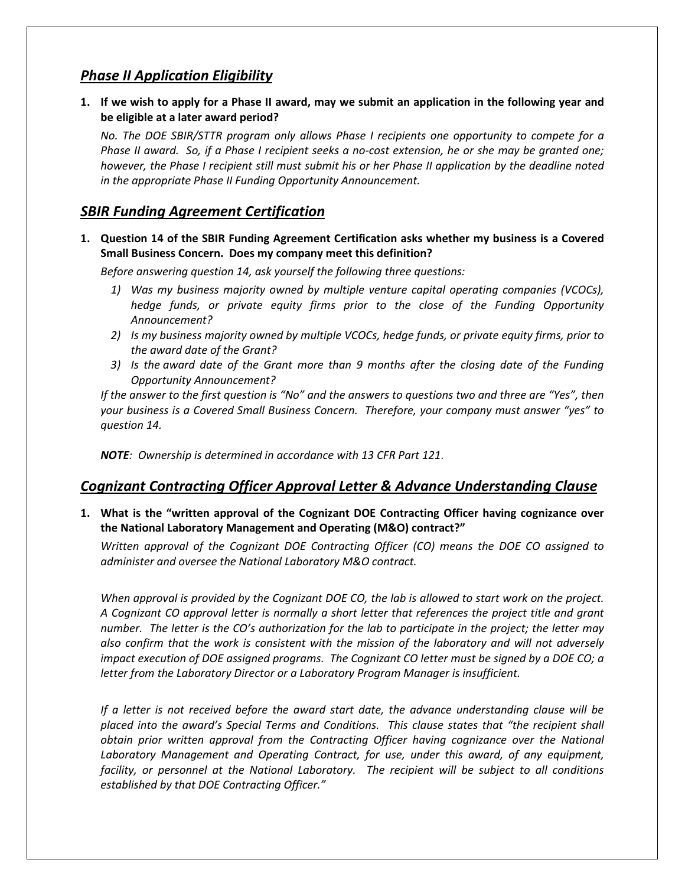## *Phase II Application Eligibility*

1. **If we wish to apply for a Phase II award, may we submit an application in the following year and be eligible at a later award period?**

   *No. The DOE SBIR/STTR program only allows Phase I recipients one opportunity to compete for a Phase II award. So, if a Phase I recipient seeks a no-cost extension, he or she may be granted one; however, the Phase I recipient still must submit his or her Phase II application by the deadline noted in the appropriate Phase II Funding Opportunity Announcement.*

## *SBIR Funding Agreement Certification*

1. **Question 14 of the SBIR Funding Agreement Certification asks whether my business is a Covered Small Business Concern. Does my company meet this definition?**

   *Before answering question 14, ask yourself the following three questions:*

   1) *Was my business majority owned by multiple venture capital operating companies (VCOCs), hedge funds, or private equity firms prior to the close of the Funding Opportunity Announcement?*
   2) *Is my business majority owned by multiple VCOCs, hedge funds, or private equity firms, prior to the award date of the Grant?*
   3) *Is the award date of the Grant more than 9 months after the closing date of the Funding Opportunity Announcement?*

   *If the answer to the first question is "No" and the answers to questions two and three are "Yes", then your business is a Covered Small Business Concern. Therefore, your company must answer "yes" to question 14.*

   ***NOTE**: Ownership is determined in accordance with 13 CFR Part 121.*

## *Cognizant Contracting Officer Approval Letter & Advance Understanding Clause*

1. **What is the "written approval of the Cognizant DOE Contracting Officer having cognizance over the National Laboratory Management and Operating (M&O) contract?"**

   *Written approval of the Cognizant DOE Contracting Officer (CO) means the DOE CO assigned to administer and oversee the National Laboratory M&O contract.*

   *When approval is provided by the Cognizant DOE CO, the lab is allowed to start work on the project. A Cognizant CO approval letter is normally a short letter that references the project title and grant number. The letter is the CO's authorization for the lab to participate in the project; the letter may also confirm that the work is consistent with the mission of the laboratory and will not adversely impact execution of DOE assigned programs. The Cognizant CO letter must be signed by a DOE CO; a letter from the Laboratory Director or a Laboratory Program Manager is insufficient.*

   *If a letter is not received before the award start date, the advance understanding clause will be placed into the award's Special Terms and Conditions. This clause states that "the recipient shall obtain prior written approval from the Contracting Officer having cognizance over the National Laboratory Management and Operating Contract, for use, under this award, of any equipment, facility, or personnel at the National Laboratory. The recipient will be subject to all conditions established by that DOE Contracting Officer."*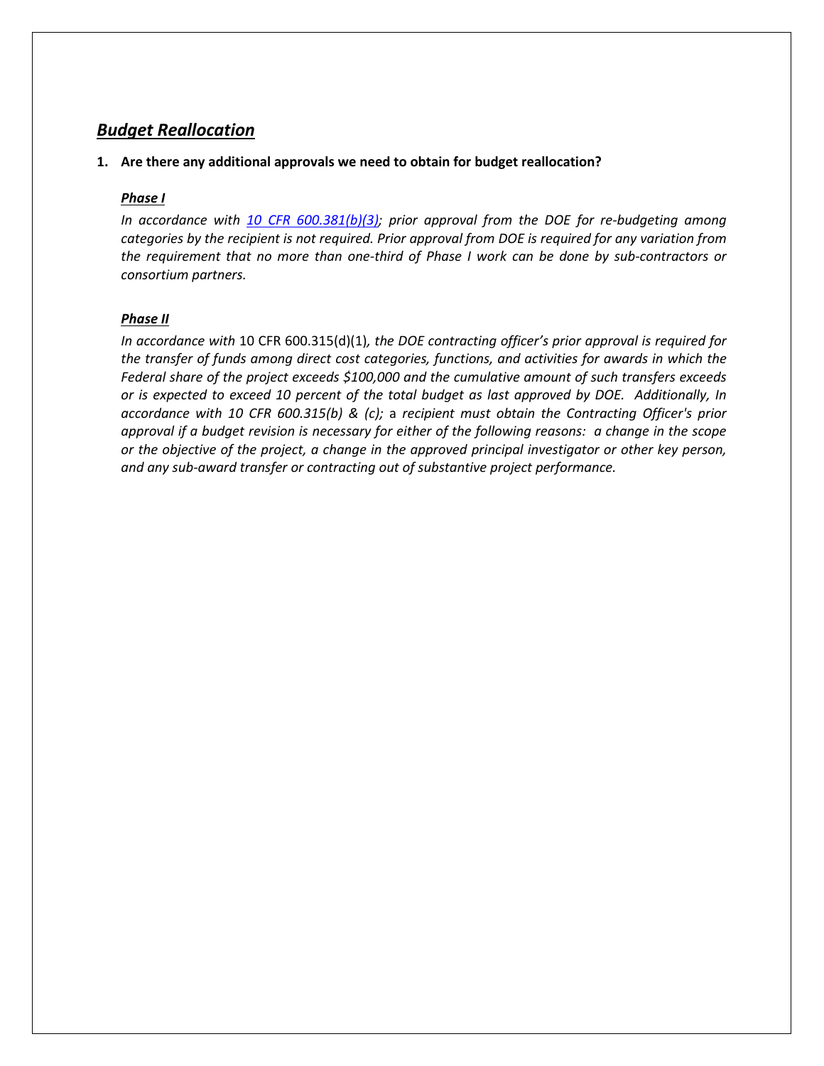## ***Budget Reallocation***

**1. Are there any additional approvals we need to obtain for budget reallocation?**

***Phase I***

*In accordance with 10 CFR 600.381(b)(3); prior approval from the DOE for re-budgeting among categories by the recipient is not required. Prior approval from DOE is required for any variation from the requirement that no more than one-third of Phase I work can be done by sub-contractors or consortium partners.*

***Phase II***

*In accordance with* 10 CFR 600.315(d)(1)*, the DOE contracting officer's prior approval is required for the transfer of funds among direct cost categories, functions, and activities for awards in which the Federal share of the project exceeds $100,000 and the cumulative amount of such transfers exceeds or is expected to exceed 10 percent of the total budget as last approved by DOE. Additionally, In accordance with 10 CFR 600.315(b) & (c);* a *recipient must obtain the Contracting Officer's prior approval if a budget revision is necessary for either of the following reasons: a change in the scope or the objective of the project, a change in the approved principal investigator or other key person, and any sub-award transfer or contracting out of substantive project performance.*